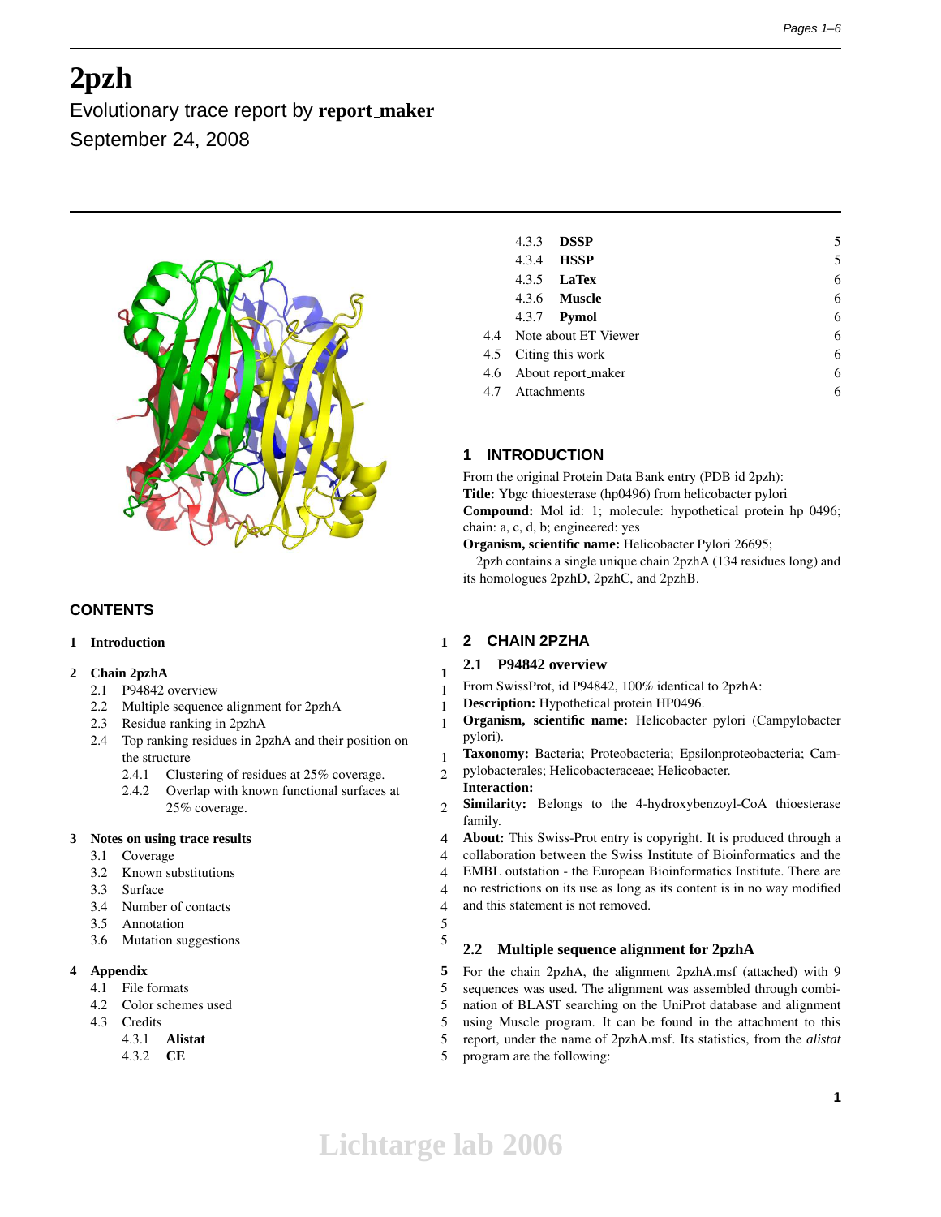# 2pzh

Evolutionary trace report by **report_maker**

September 24, 2008

## CONTENTS

**1 Introduction** 1

**2 Chain 2pzhA** 1
- 2.1 P94842 overview 1
- 2.2 Multiple sequence alignment for 2pzhA 1
- 2.3 Residue ranking in 2pzhA 1
- 2.4 Top ranking residues in 2pzhA and their position on the structure 1
  - 2.4.1 Clustering of residues at 25% coverage. 2
  - 2.4.2 Overlap with known functional surfaces at 25% coverage. 2

**3 Notes on using trace results** 4
- 3.1 Coverage 4
- 3.2 Known substitutions 4
- 3.3 Surface 4
- 3.4 Number of contacts 4
- 3.5 Annotation 5
- 3.6 Mutation suggestions 5

**4 Appendix** 5
- 4.1 File formats 5
- 4.2 Color schemes used 5
- 4.3 Credits 5
  - 4.3.1 **Alistat** 5
  - 4.3.2 **CE** 5
  - 4.3.3 **DSSP** 5
  - 4.3.4 **HSSP** 5
  - 4.3.5 **LaTex** 6
  - 4.3.6 **Muscle** 6
  - 4.3.7 **Pymol** 6
- 4.4 Note about ET Viewer 6
- 4.5 Citing this work 6
- 4.6 About report_maker 6
- 4.7 Attachments 6

## 1 INTRODUCTION

From the original Protein Data Bank entry (PDB id 2pzh):
**Title:** Ybgc thioesterase (hp0496) from helicobacter pylori
**Compound:** Mol id: 1; molecule: hypothetical protein hp 0496; chain: a, c, d, b; engineered: yes
**Organism, scientific name:** Helicobacter Pylori 26695;

2pzh contains a single unique chain 2pzhA (134 residues long) and its homologues 2pzhD, 2pzhC, and 2pzhB.

## 2 CHAIN 2PZHA

### 2.1 P94842 overview

From SwissProt, id P94842, 100% identical to 2pzhA:
**Description:** Hypothetical protein HP0496.
**Organism, scientific name:** Helicobacter pylori (Campylobacter pylori).
**Taxonomy:** Bacteria; Proteobacteria; Epsilonproteobacteria; Campylobacterales; Helicobacteraceae; Helicobacter.
**Interaction:**
**Similarity:** Belongs to the 4-hydroxybenzoyl-CoA thioesterase family.
**About:** This Swiss-Prot entry is copyright. It is produced through a collaboration between the Swiss Institute of Bioinformatics and the EMBL outstation - the European Bioinformatics Institute. There are no restrictions on its use as long as its content is in no way modified and this statement is not removed.

### 2.2 Multiple sequence alignment for 2pzhA

For the chain 2pzhA, the alignment 2pzhA.msf (attached) with 9 sequences was used. The alignment was assembled through combination of BLAST searching on the UniProt database and alignment using Muscle program. It can be found in the attachment to this report, under the name of 2pzhA.msf. Its statistics, from the *alistat* program are the following: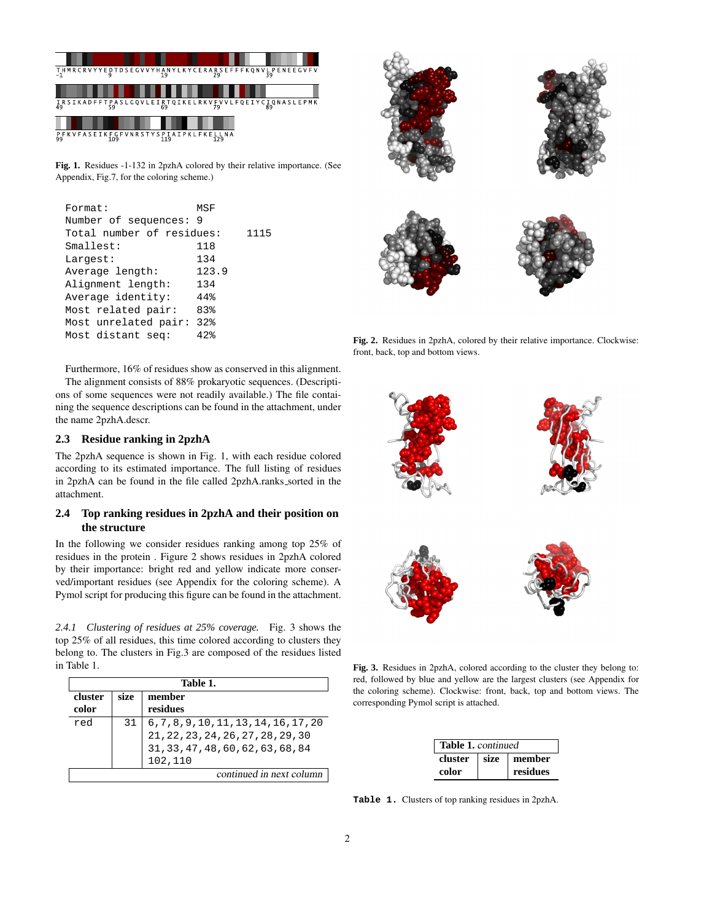Fig. 1. Residues -1-132 in 2pzhA colored by their relative importance. (See Appendix, Fig.7, for the coloring scheme.)

```
Format:                  MSF
Number of sequences: 9
Total number of residues:     1115
Smallest:                118
Largest:                 134
Average length:          123.9
Alignment length:        134
Average identity:        44%
Most related pair:       83%
Most unrelated pair:     32%
Most distant seq:        42%
```

Furthermore, 16% of residues show as conserved in this alignment.

The alignment consists of 88% prokaryotic sequences. (Descriptions of some sequences were not readily available.) The file containing the sequence descriptions can be found in the attachment, under the name 2pzhA.descr.

### 2.3 Residue ranking in 2pzhA

The 2pzhA sequence is shown in Fig. 1, with each residue colored according to its estimated importance. The full listing of residues in 2pzhA can be found in the file called 2pzhA.ranks_sorted in the attachment.

### 2.4 Top ranking residues in 2pzhA and their position on the structure

In the following we consider residues ranking among top 25% of residues in the protein . Figure 2 shows residues in 2pzhA colored by their importance: bright red and yellow indicate more conserved/important residues (see Appendix for the coloring scheme). A Pymol script for producing this figure can be found in the attachment.

Fig. 2. Residues in 2pzhA, colored by their relative importance. Clockwise: front, back, top and bottom views.

*2.4.1 Clustering of residues at 25% coverage.* Fig. 3 shows the top 25% of all residues, this time colored according to clusters they belong to. The clusters in Fig.3 are composed of the residues listed in Table 1.

Fig. 3. Residues in 2pzhA, colored according to the cluster they belong to: red, followed by blue and yellow are the largest clusters (see Appendix for the coloring scheme). Clockwise: front, back, top and bottom views. The corresponding Pymol script is attached.

**Table 1.**

| cluster color | size | member residues |
|---|---|---|
| red | 31 | 6,7,8,9,10,11,13,14,16,17,20 21,22,23,24,26,27,28,29,30 31,33,47,48,60,62,63,68,84 102,110 |

Table 1. Clusters of top ranking residues in 2pzhA.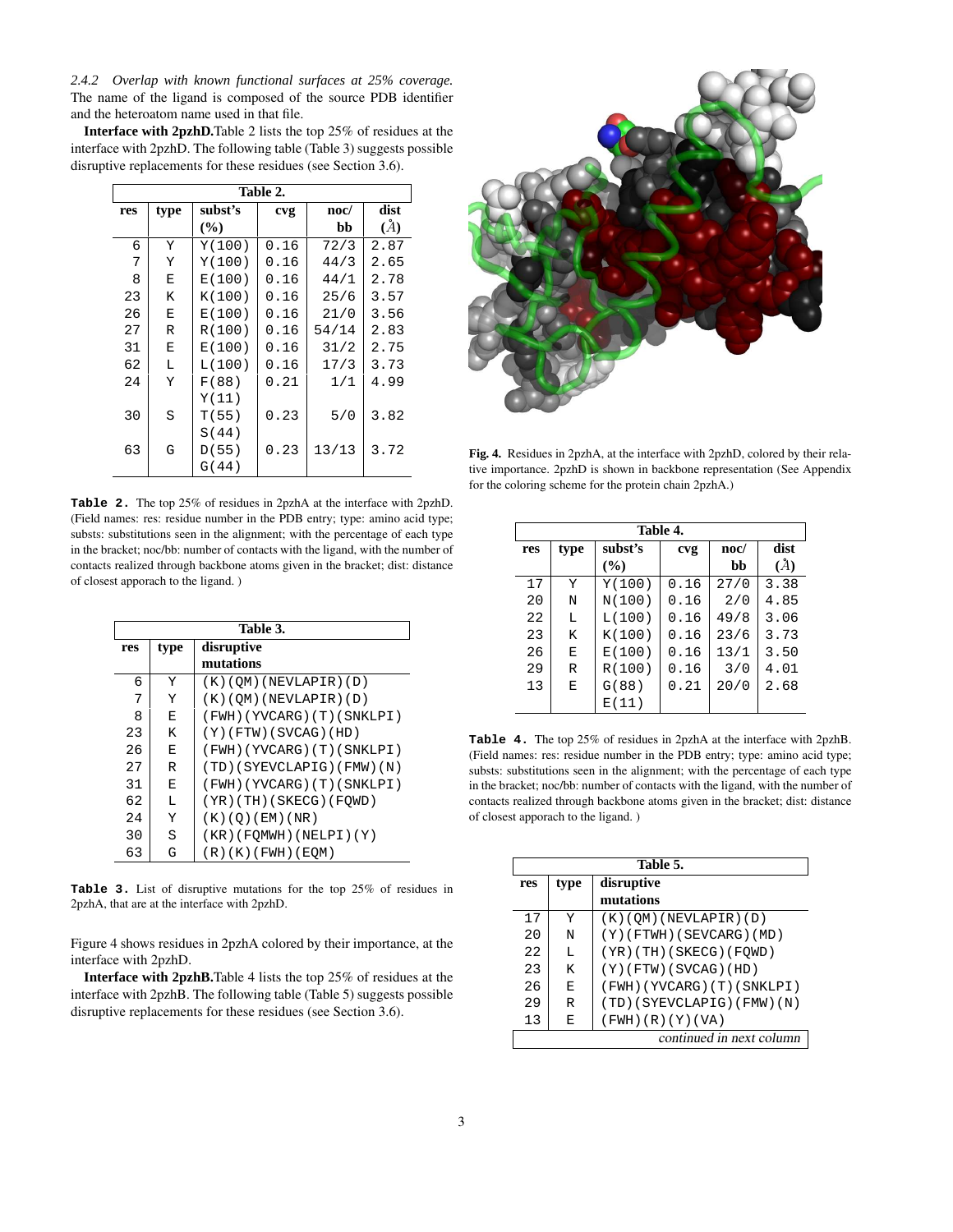*2.4.2 Overlap with known functional surfaces at 25% coverage.* The name of the ligand is composed of the source PDB identifier and the heteroatom name used in that file.

**Interface with 2pzhD.** Table 2 lists the top 25% of residues at the interface with 2pzhD. The following table (Table 3) suggests possible disruptive replacements for these residues (see Section 3.6).

| res | type | subst's (%) | cvg | noc/ bb | dist (Å) |
|---|---|---|---|---|---|
| 6 | Y | Y(100) | 0.16 | 72/3 | 2.87 |
| 7 | Y | Y(100) | 0.16 | 44/3 | 2.65 |
| 8 | E | E(100) | 0.16 | 44/1 | 2.78 |
| 23 | K | K(100) | 0.16 | 25/6 | 3.57 |
| 26 | E | E(100) | 0.16 | 21/0 | 3.56 |
| 27 | R | R(100) | 0.16 | 54/14 | 2.83 |
| 31 | E | E(100) | 0.16 | 31/2 | 2.75 |
| 62 | L | L(100) | 0.16 | 17/3 | 3.73 |
| 24 | Y | F(88) Y(11) | 0.21 | 1/1 | 4.99 |
| 30 | S | T(55) S(44) | 0.23 | 5/0 | 3.82 |
| 63 | G | D(55) G(44) | 0.23 | 13/13 | 3.72 |

**Table 2.** The top 25% of residues in 2pzhA at the interface with 2pzhD. (Field names: res: residue number in the PDB entry; type: amino acid type; substs: substitutions seen in the alignment; with the percentage of each type in the bracket; noc/bb: number of contacts with the ligand, with the number of contacts realized through backbone atoms given in the bracket; dist: distance of closest apporach to the ligand. )

| res | type | disruptive mutations |
|---|---|---|
| 6 | Y | (K)(QM)(NEVLAPIR)(D) |
| 7 | Y | (K)(QM)(NEVLAPIR)(D) |
| 8 | E | (FWH)(YVCARG)(T)(SNKLPI) |
| 23 | K | (Y)(FTW)(SVCAG)(HD) |
| 26 | E | (FWH)(YVCARG)(T)(SNKLPI) |
| 27 | R | (TD)(SYEVCLAPIG)(FMW)(N) |
| 31 | E | (FWH)(YVCARG)(T)(SNKLPI) |
| 62 | L | (YR)(TH)(SKECG)(FQWD) |
| 24 | Y | (K)(Q)(EM)(NR) |
| 30 | S | (KR)(FQMWH)(NELPI)(Y) |
| 63 | G | (R)(K)(FWH)(EQM) |

**Table 3.** List of disruptive mutations for the top 25% of residues in 2pzhA, that are at the interface with 2pzhD.

Figure 4 shows residues in 2pzhA colored by their importance, at the interface with 2pzhD.

**Fig. 4.** Residues in 2pzhA, at the interface with 2pzhD, colored by their relative importance. 2pzhD is shown in backbone representation (See Appendix for the coloring scheme for the protein chain 2pzhA.)

**Interface with 2pzhB.** Table 4 lists the top 25% of residues at the interface with 2pzhB. The following table (Table 5) suggests possible disruptive replacements for these residues (see Section 3.6).

| res | type | subst's (%) | cvg | noc/ bb | dist (Å) |
|---|---|---|---|---|---|
| 17 | Y | Y(100) | 0.16 | 27/0 | 3.38 |
| 20 | N | N(100) | 0.16 | 2/0 | 4.85 |
| 22 | L | L(100) | 0.16 | 49/8 | 3.06 |
| 23 | K | K(100) | 0.16 | 23/6 | 3.73 |
| 26 | E | E(100) | 0.16 | 13/1 | 3.50 |
| 29 | R | R(100) | 0.16 | 3/0 | 4.01 |
| 13 | E | G(88) E(11) | 0.21 | 20/0 | 2.68 |

**Table 4.** The top 25% of residues in 2pzhA at the interface with 2pzhB. (Field names: res: residue number in the PDB entry; type: amino acid type; substs: substitutions seen in the alignment; with the percentage of each type in the bracket; noc/bb: number of contacts with the ligand, with the number of contacts realized through backbone atoms given in the bracket; dist: distance of closest apporach to the ligand. )

| res | type | disruptive mutations |
|---|---|---|
| 17 | Y | (K)(QM)(NEVLAPIR)(D) |
| 20 | N | (Y)(FTWH)(SEVCARG)(MD) |
| 22 | L | (YR)(TH)(SKECG)(FQWD) |
| 23 | K | (Y)(FTW)(SVCAG)(HD) |
| 26 | E | (FWH)(YVCARG)(T)(SNKLPI) |
| 29 | R | (TD)(SYEVCLAPIG)(FMW)(N) |
| 13 | E | (FWH)(R)(Y)(VA) |

*continued in next column*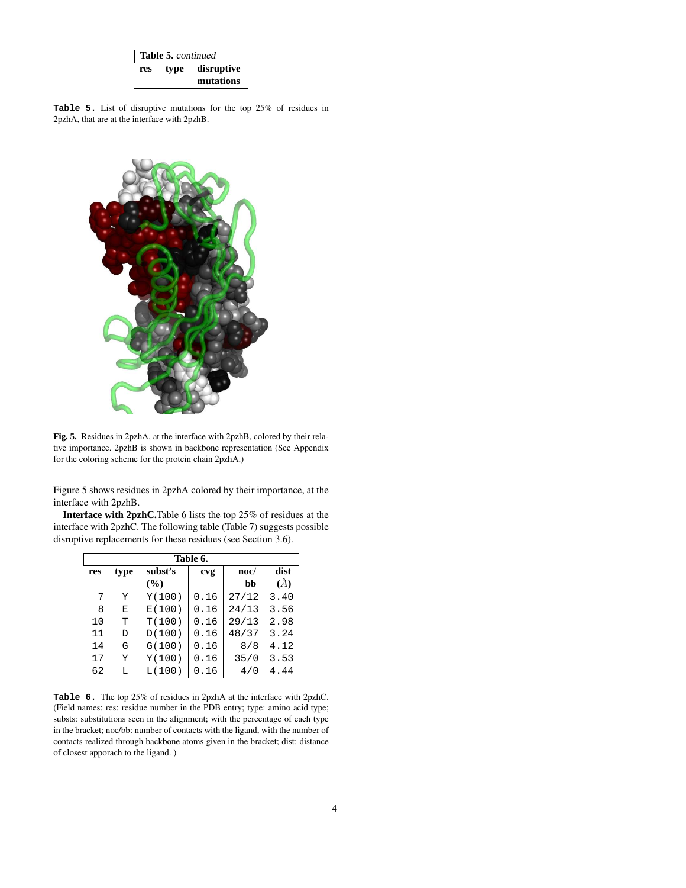| Table 5. *continued* | | |
|---|---|---|
| **res** | **type** | **disruptive mutations** |

**Table 5.** List of disruptive mutations for the top 25% of residues in 2pzhA, that are at the interface with 2pzhB.

**Fig. 5.** Residues in 2pzhA, at the interface with 2pzhB, colored by their relative importance. 2pzhB is shown in backbone representation (See Appendix for the coloring scheme for the protein chain 2pzhA.)

Figure 5 shows residues in 2pzhA colored by their importance, at the interface with 2pzhB.

**Interface with 2pzhC.** Table 6 lists the top 25% of residues at the interface with 2pzhC. The following table (Table 7) suggests possible disruptive replacements for these residues (see Section 3.6).

| **Table 6.** | | | | | |
|---|---|---|---|---|---|
| **res** | **type** | **subst's (%)** | **cvg** | **noc/ bb** | **dist (Å)** |
| 7 | Y | Y(100) | 0.16 | 27/12 | 3.40 |
| 8 | E | E(100) | 0.16 | 24/13 | 3.56 |
| 10 | T | T(100) | 0.16 | 29/13 | 2.98 |
| 11 | D | D(100) | 0.16 | 48/37 | 3.24 |
| 14 | G | G(100) | 0.16 | 8/8 | 4.12 |
| 17 | Y | Y(100) | 0.16 | 35/0 | 3.53 |
| 62 | L | L(100) | 0.16 | 4/0 | 4.44 |

**Table 6.** The top 25% of residues in 2pzhA at the interface with 2pzhC. (Field names: res: residue number in the PDB entry; type: amino acid type; substs: substitutions seen in the alignment; with the percentage of each type in the bracket; noc/bb: number of contacts with the ligand, with the number of contacts realized through backbone atoms given in the bracket; dist: distance of closest apporach to the ligand. )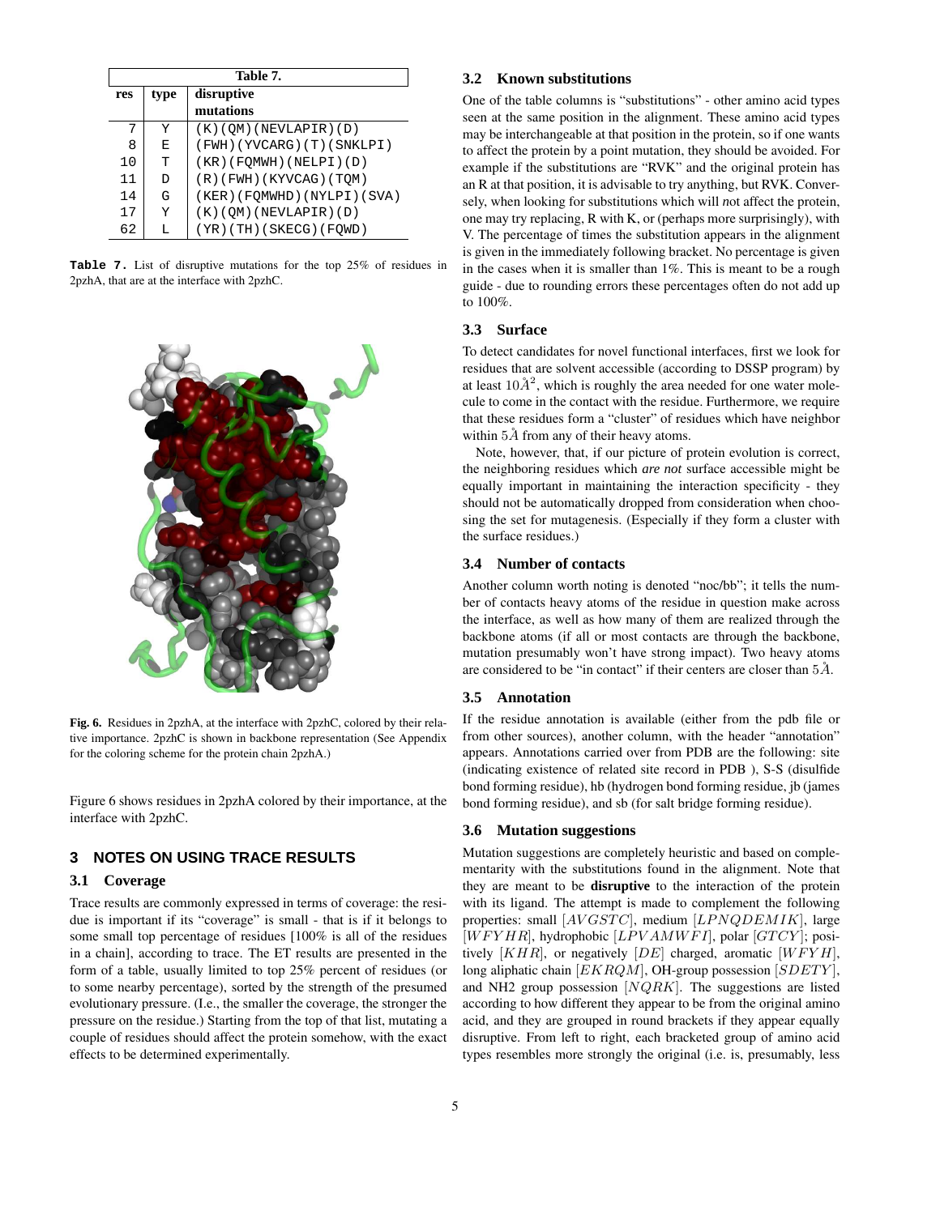| Table 7. | | |
|---|---|---|
| res | type | disruptive mutations |
| 7 | Y | (K)(QM)(NEVLAPIR)(D) |
| 8 | E | (FWH)(YVCARG)(T)(SNKLPI) |
| 10 | T | (KR)(FQMWH)(NELPI)(D) |
| 11 | D | (R)(FWH)(KYVCAG)(TQM) |
| 14 | G | (KER)(FQMWHD)(NYLPI)(SVA) |
| 17 | Y | (K)(QM)(NEVLAPIR)(D) |
| 62 | L | (YR)(TH)(SKECG)(FQWD) |

**Table 7.** List of disruptive mutations for the top 25% of residues in 2pzhA, that are at the interface with 2pzhC.

**Fig. 6.** Residues in 2pzhA, at the interface with 2pzhC, colored by their relative importance. 2pzhC is shown in backbone representation (See Appendix for the coloring scheme for the protein chain 2pzhA.)

Figure 6 shows residues in 2pzhA colored by their importance, at the interface with 2pzhC.

## 3 NOTES ON USING TRACE RESULTS

### 3.1 Coverage

Trace results are commonly expressed in terms of coverage: the residue is important if its "coverage" is small - that is if it belongs to some small top percentage of residues [100% is all of the residues in a chain], according to trace. The ET results are presented in the form of a table, usually limited to top 25% percent of residues (or to some nearby percentage), sorted by the strength of the presumed evolutionary pressure. (I.e., the smaller the coverage, the stronger the pressure on the residue.) Starting from the top of that list, mutating a couple of residues should affect the protein somehow, with the exact effects to be determined experimentally.

### 3.2 Known substitutions

One of the table columns is "substitutions" - other amino acid types seen at the same position in the alignment. These amino acid types may be interchangeable at that position in the protein, so if one wants to affect the protein by a point mutation, they should be avoided. For example if the substitutions are "RVK" and the original protein has an R at that position, it is advisable to try anything, but RVK. Conversely, when looking for substitutions which will *n*ot affect the protein, one may try replacing, R with K, or (perhaps more surprisingly), with V. The percentage of times the substitution appears in the alignment is given in the immediately following bracket. No percentage is given in the cases when it is smaller than 1%. This is meant to be a rough guide - due to rounding errors these percentages often do not add up to 100%.

### 3.3 Surface

To detect candidates for novel functional interfaces, first we look for residues that are solvent accessible (according to DSSP program) by at least $10\mathring{A}^2$, which is roughly the area needed for one water molecule to come in the contact with the residue. Furthermore, we require that these residues form a "cluster" of residues which have neighbor within $5\mathring{A}$ from any of their heavy atoms.

Note, however, that, if our picture of protein evolution is correct, the neighboring residues which *are not* surface accessible might be equally important in maintaining the interaction specificity - they should not be automatically dropped from consideration when choosing the set for mutagenesis. (Especially if they form a cluster with the surface residues.)

### 3.4 Number of contacts

Another column worth noting is denoted "noc/bb"; it tells the number of contacts heavy atoms of the residue in question make across the interface, as well as how many of them are realized through the backbone atoms (if all or most contacts are through the backbone, mutation presumably won't have strong impact). Two heavy atoms are considered to be "in contact" if their centers are closer than $5\mathring{A}$.

### 3.5 Annotation

If the residue annotation is available (either from the pdb file or from other sources), another column, with the header "annotation" appears. Annotations carried over from PDB are the following: site (indicating existence of related site record in PDB ), S-S (disulfide bond forming residue), hb (hydrogen bond forming residue, jb (james bond forming residue), and sb (for salt bridge forming residue).

### 3.6 Mutation suggestions

Mutation suggestions are completely heuristic and based on complementarity with the substitutions found in the alignment. Note that they are meant to be **disruptive** to the interaction of the protein with its ligand. The attempt is made to complement the following properties: small $[AVGSTC]$, medium $[LPNQDEMIK]$, large $[WFYHR]$, hydrophobic $[LPVAMWFI]$, polar $[GTCY]$; positively $[KHR]$, or negatively $[DE]$ charged, aromatic $[WFYH]$, long aliphatic chain $[EKRQM]$, OH-group possession $[SDETY]$, and NH2 group possession $[NQRK]$. The suggestions are listed according to how different they appear to be from the original amino acid, and they are grouped in round brackets if they appear equally disruptive. From left to right, each bracketed group of amino acid types resembles more strongly the original (i.e. is, presumably, less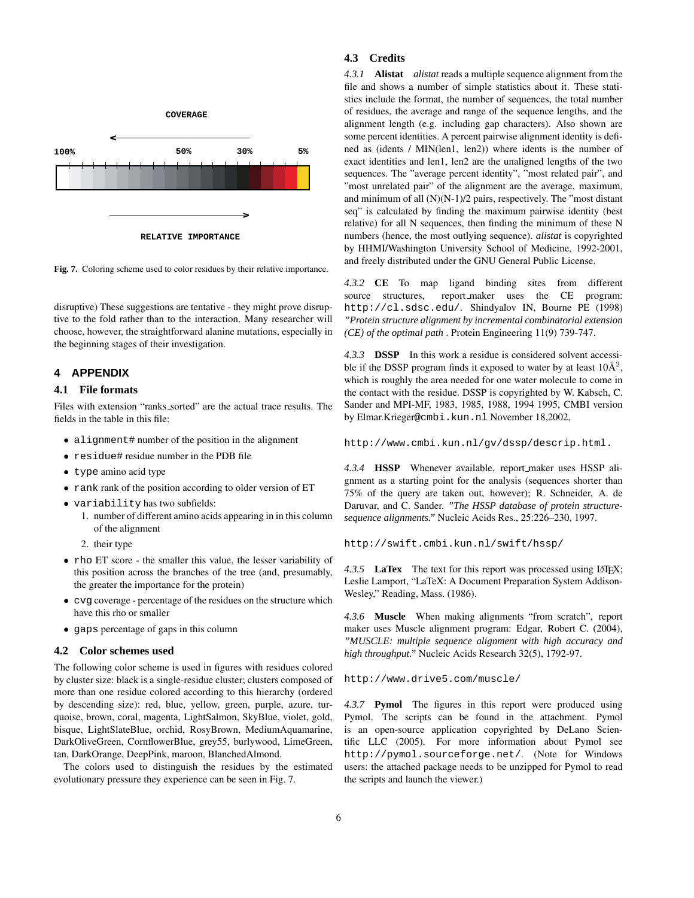COVERAGE

100% 50% 30% 5%

RELATIVE IMPORTANCE

**Fig. 7.** Coloring scheme used to color residues by their relative importance.

disruptive) These suggestions are tentative - they might prove disruptive to the fold rather than to the interaction. Many researcher will choose, however, the straightforward alanine mutations, especially in the beginning stages of their investigation.

# 4 APPENDIX

## 4.1 File formats

Files with extension "ranks_sorted" are the actual trace results. The fields in the table in this file:

- `alignment#` number of the position in the alignment
- `residue#` residue number in the PDB file
- `type` amino acid type
- `rank` rank of the position according to older version of ET
- `variability` has two subfields:
  1. number of different amino acids appearing in in this column of the alignment
  2. their type
- `rho` ET score - the smaller this value, the lesser variability of this position across the branches of the tree (and, presumably, the greater the importance for the protein)
- `cvg` coverage - percentage of the residues on the structure which have this rho or smaller
- `gaps` percentage of gaps in this column

## 4.2 Color schemes used

The following color scheme is used in figures with residues colored by cluster size: black is a single-residue cluster; clusters composed of more than one residue colored according to this hierarchy (ordered by descending size): red, blue, yellow, green, purple, azure, turquoise, brown, coral, magenta, LightSalmon, SkyBlue, violet, gold, bisque, LightSlateBlue, orchid, RosyBrown, MediumAquamarine, DarkOliveGreen, CornflowerBlue, grey55, burlywood, LimeGreen, tan, DarkOrange, DeepPink, maroon, BlanchedAlmond.

The colors used to distinguish the residues by the estimated evolutionary pressure they experience can be seen in Fig. 7.

## 4.3 Credits

*4.3.1* **Alistat** *alistat* reads a multiple sequence alignment from the file and shows a number of simple statistics about it. These statistics include the format, the number of sequences, the total number of residues, the average and range of the sequence lengths, and the alignment length (e.g. including gap characters). Also shown are some percent identities. A percent pairwise alignment identity is defined as (idents / MIN(len1, len2)) where idents is the number of exact identities and len1, len2 are the unaligned lengths of the two sequences. The "average percent identity", "most related pair", and "most unrelated pair" of the alignment are the average, maximum, and minimum of all (N)(N-1)/2 pairs, respectively. The "most distant seq" is calculated by finding the maximum pairwise identity (best relative) for all N sequences, then finding the minimum of these N numbers (hence, the most outlying sequence). *alistat* is copyrighted by HHMI/Washington University School of Medicine, 1992-2001, and freely distributed under the GNU General Public License.

*4.3.2* **CE** To map ligand binding sites from different source structures, report_maker uses the CE program: `http://cl.sdsc.edu/`. Shindyalov IN, Bourne PE (1998) *"Protein structure alignment by incremental combinatorial extension (CE) of the optimal path* . Protein Engineering 11(9) 739-747.

*4.3.3* **DSSP** In this work a residue is considered solvent accessible if the DSSP program finds it exposed to water by at least 10Å$^2$, which is roughly the area needed for one water molecule to come in the contact with the residue. DSSP is copyrighted by W. Kabsch, C. Sander and MPI-MF, 1983, 1985, 1988, 1994 1995, CMBI version by Elmar.Krieger@`cmbi.kun.nl` November 18,2002,

`http://www.cmbi.kun.nl/gv/dssp/descrip.html.`

*4.3.4* **HSSP** Whenever available, report_maker uses HSSP alignment as a starting point for the analysis (sequences shorter than 75% of the query are taken out, however); R. Schneider, A. de Daruvar, and C. Sander. *"The HSSP database of protein structure-sequence alignments."* Nucleic Acids Res., 25:226–230, 1997.

`http://swift.cmbi.kun.nl/swift/hssp/`

*4.3.5* **LaTex** The text for this report was processed using LaTeX; Leslie Lamport, "LaTeX: A Document Preparation System Addison-Wesley," Reading, Mass. (1986).

*4.3.6* **Muscle** When making alignments "from scratch", report maker uses Muscle alignment program: Edgar, Robert C. (2004), *"MUSCLE: multiple sequence alignment with high accuracy and high throughput."* Nucleic Acids Research 32(5), 1792-97.

`http://www.drive5.com/muscle/`

*4.3.7* **Pymol** The figures in this report were produced using Pymol. The scripts can be found in the attachment. Pymol is an open-source application copyrighted by DeLano Scientific LLC (2005). For more information about Pymol see `http://pymol.sourceforge.net/`. (Note for Windows users: the attached package needs to be unzipped for Pymol to read the scripts and launch the viewer.)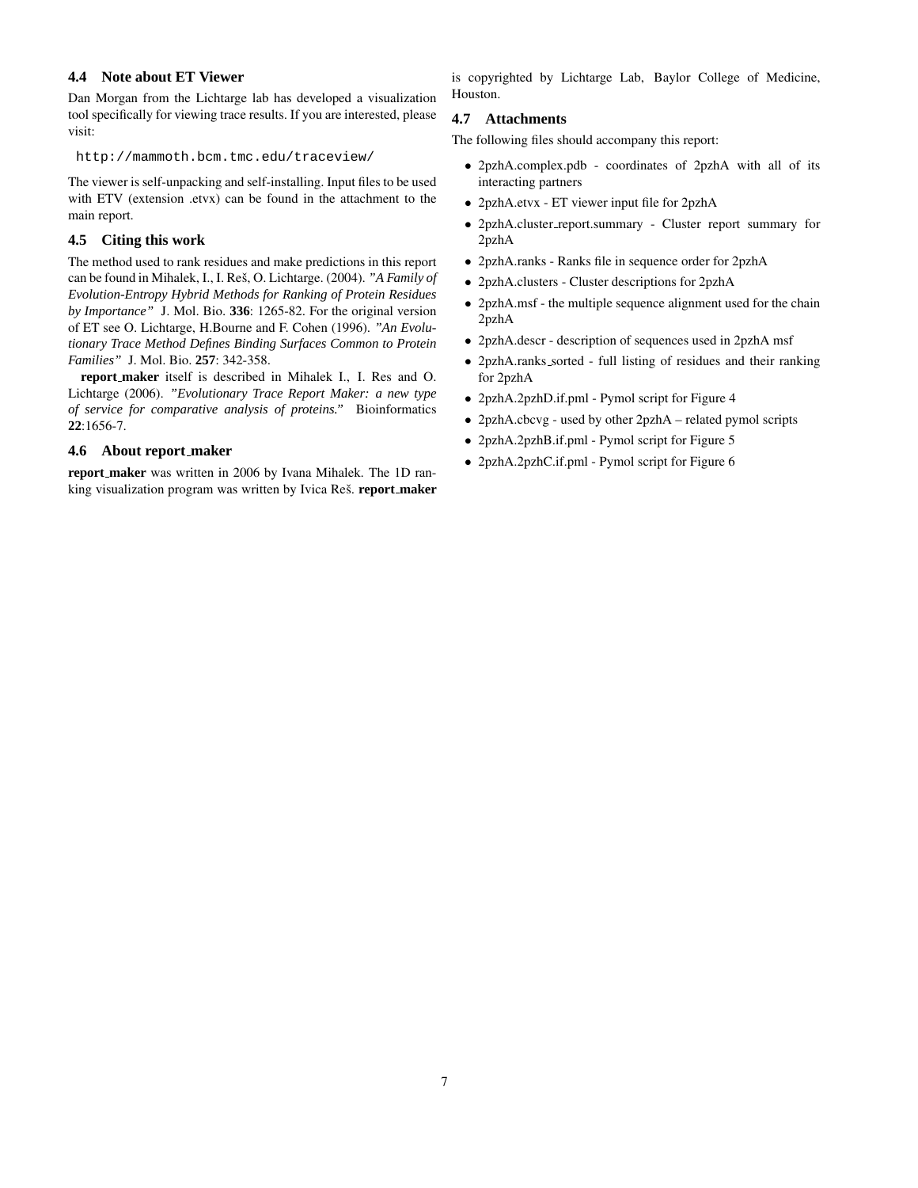### 4.4 Note about ET Viewer

Dan Morgan from the Lichtarge lab has developed a visualization tool specifically for viewing trace results. If you are interested, please visit:

```
http://mammoth.bcm.tmc.edu/traceview/
```

The viewer is self-unpacking and self-installing. Input files to be used with ETV (extension .etvx) can be found in the attachment to the main report.

### 4.5 Citing this work

The method used to rank residues and make predictions in this report can be found in Mihalek, I., I. Reš, O. Lichtarge. (2004). *"A Family of Evolution-Entropy Hybrid Methods for Ranking of Protein Residues by Importance"* J. Mol. Bio. **336**: 1265-82. For the original version of ET see O. Lichtarge, H.Bourne and F. Cohen (1996). *"An Evolutionary Trace Method Defines Binding Surfaces Common to Protein Families"* J. Mol. Bio. **257**: 342-358.

**report_maker** itself is described in Mihalek I., I. Res and O. Lichtarge (2006). *"Evolutionary Trace Report Maker: a new type of service for comparative analysis of proteins."* Bioinformatics **22**:1656-7.

### 4.6 About report_maker

**report_maker** was written in 2006 by Ivana Mihalek. The 1D ranking visualization program was written by Ivica Reš. **report_maker** is copyrighted by Lichtarge Lab, Baylor College of Medicine, Houston.

### 4.7 Attachments

The following files should accompany this report:

- 2pzhA.complex.pdb - coordinates of 2pzhA with all of its interacting partners
- 2pzhA.etvx - ET viewer input file for 2pzhA
- 2pzhA.cluster_report.summary - Cluster report summary for 2pzhA
- 2pzhA.ranks - Ranks file in sequence order for 2pzhA
- 2pzhA.clusters - Cluster descriptions for 2pzhA
- 2pzhA.msf - the multiple sequence alignment used for the chain 2pzhA
- 2pzhA.descr - description of sequences used in 2pzhA msf
- 2pzhA.ranks_sorted - full listing of residues and their ranking for 2pzhA
- 2pzhA.2pzhD.if.pml - Pymol script for Figure 4
- 2pzhA.cbcvg - used by other 2pzhA – related pymol scripts
- 2pzhA.2pzhB.if.pml - Pymol script for Figure 5
- 2pzhA.2pzhC.if.pml - Pymol script for Figure 6